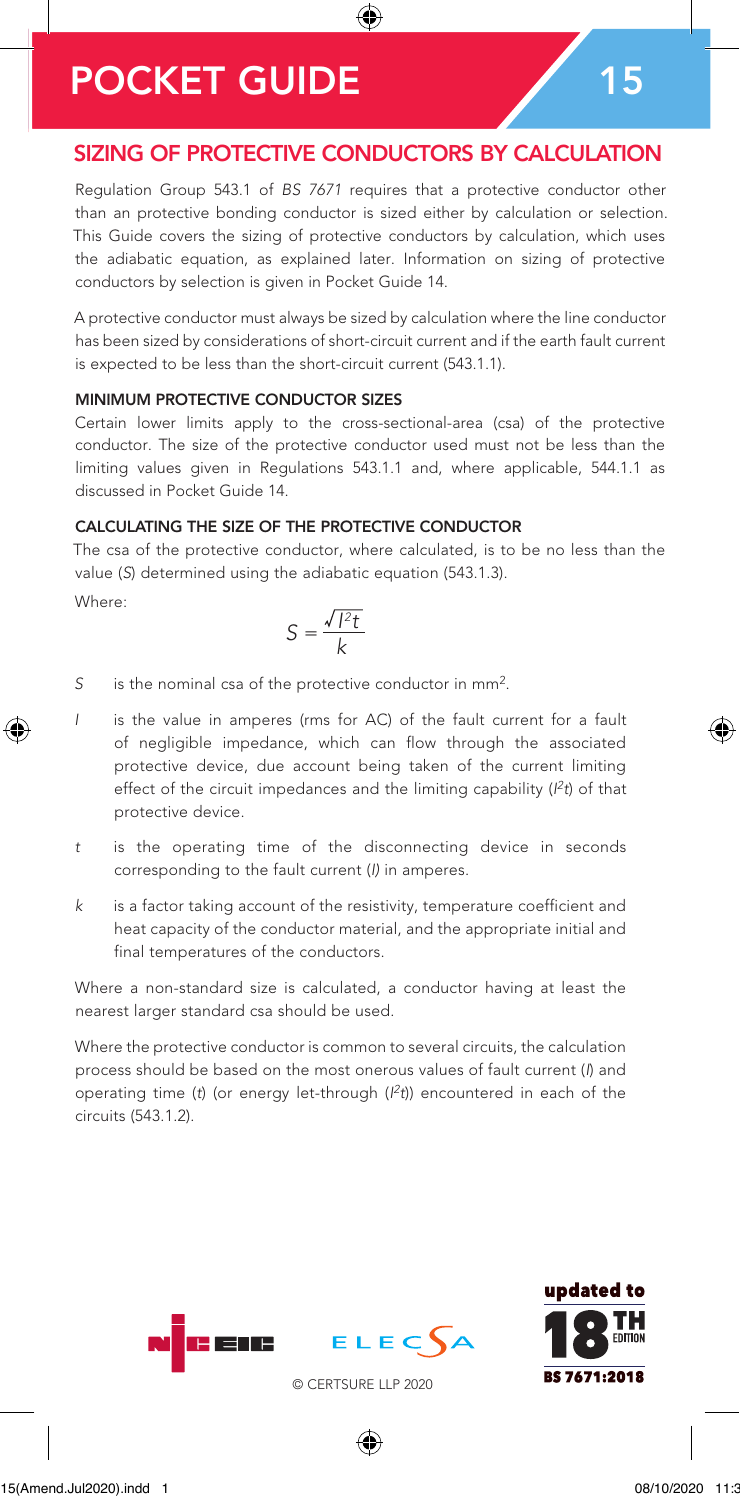# POCKET GUIDE 15

## SIZING OF PROTECTIVE CONDUCTORS BY CALCULATION

Regulation Group 543.1 of *BS 7671* requires that a protective conductor other than an protective bonding conductor is sized either by calculation or selection. This Guide covers the sizing of protective conductors by calculation, which uses the adiabatic equation, as explained later. Information on sizing of protective conductors by selection is given in Pocket Guide 14.

A protective conductor must always be sized by calculation where the line conductor has been sized by considerations of short-circuit current and if the earth fault current is expected to be less than the short-circuit current (543.1.1).

### MINIMUM PROTECTIVE CONDUCTOR SIZES

Certain lower limits apply to the cross-sectional-area (csa) of the protective conductor. The size of the protective conductor used must not be less than the limiting values given in Regulations 543.1.1 and, where applicable, 544.1.1 as discussed in Pocket Guide 14.

### CALCULATING THE SIZE OF THE PROTECTIVE CONDUCTOR

The csa of the protective conductor, where calculated, is to be no less than the value ($S$) determined using the adiabatic equation (543.1.3).

Where:

$$S = \frac{\sqrt{I^2 t}}{k}$$

- $S$ is the nominal csa of the protective conductor in $mm^2$.
- $I$ is the value in amperes (rms for AC) of the fault current for a fault of negligible impedance, which can flow through the associated protective device, due account being taken of the current limiting effect of the circuit impedances and the limiting capability ($I^2t$) of that protective device.
- $t$ is the operating time of the disconnecting device in seconds corresponding to the fault current ($I$) in amperes.
- $k$ is a factor taking account of the resistivity, temperature coefficient and heat capacity of the conductor material, and the appropriate initial and final temperatures of the conductors.

Where a non-standard size is calculated, a conductor having at least the nearest larger standard csa should be used.

Where the protective conductor is common to several circuits, the calculation process should be based on the most onerous values of fault current ($I$) and operating time ($t$) (or energy let-through ($I^2t$)) encountered in each of the circuits (543.1.2).

© CERTSURE LLP 2020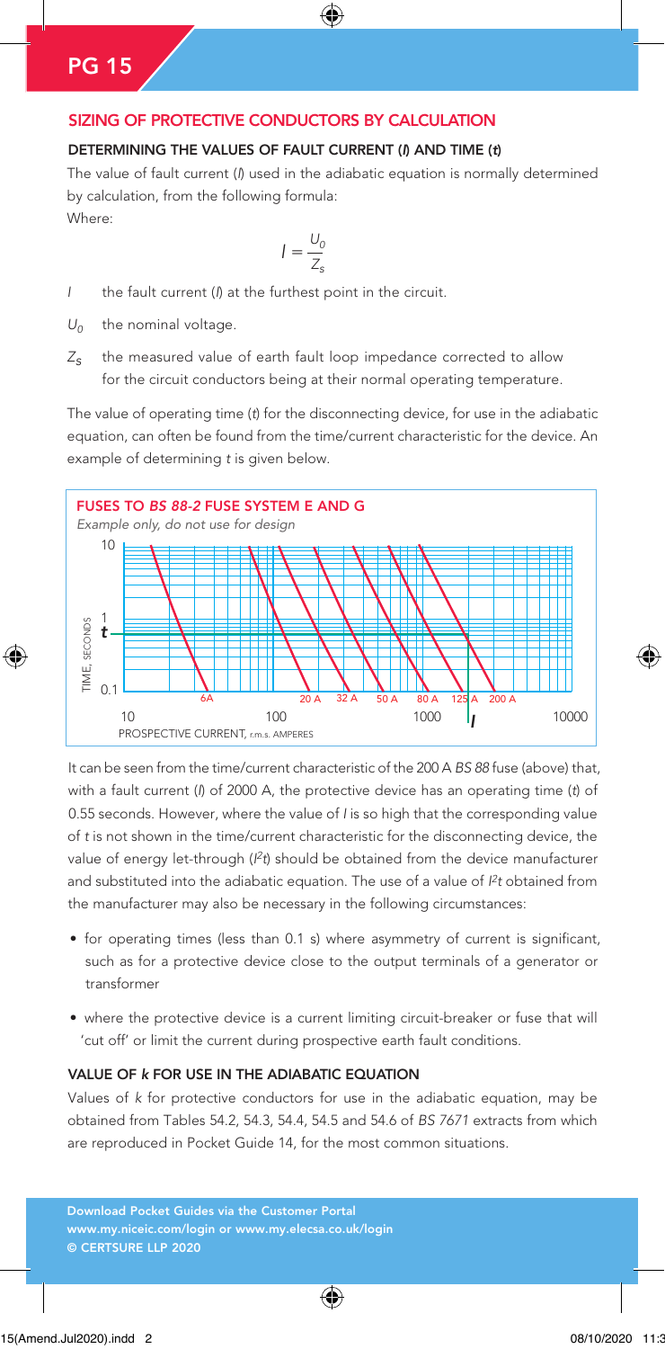## SIZING OF PROTECTIVE CONDUCTORS BY CALCULATION

### DETERMINING THE VALUES OF FAULT CURRENT ($I$) AND TIME ($t$)

The value of fault current ($I$) used in the adiabatic equation is normally determined by calculation, from the following formula:

Where:

$$I = \frac{U_0}{Z_s}$$

- $I$ the fault current ($I$) at the furthest point in the circuit.
- $U_0$ the nominal voltage.
- $Z_S$ the measured value of earth fault loop impedance corrected to allow for the circuit conductors being at their normal operating temperature.

The value of operating time ($t$) for the disconnecting device, for use in the adiabatic equation, can often be found from the time/current characteristic for the device. An example of determining $t$ is given below.

**FUSES TO *BS 88-2* FUSE SYSTEM E AND G**

*Example only, do not use for design*

10
1
t
0.1
TIME, SECONDS
6A
20 A
32 A
50 A
80 A
125 A
200 A
10
100
1000
I
10000
PROSPECTIVE CURRENT, r.m.s. AMPERES

It can be seen from the time/current characteristic of the 200 A *BS 88* fuse (above) that, with a fault current ($I$) of 2000 A, the protective device has an operating time ($t$) of 0.55 seconds. However, where the value of $I$ is so high that the corresponding value of $t$ is not shown in the time/current characteristic for the disconnecting device, the value of energy let-through ($I^2t$) should be obtained from the device manufacturer and substituted into the adiabatic equation. The use of a value of $I^2t$ obtained from the manufacturer may also be necessary in the following circumstances:

- for operating times (less than 0.1 s) where asymmetry of current is significant, such as for a protective device close to the output terminals of a generator or transformer
- where the protective device is a current limiting circuit-breaker or fuse that will 'cut off' or limit the current during prospective earth fault conditions.

### VALUE OF $k$ FOR USE IN THE ADIABATIC EQUATION

Values of $k$ for protective conductors for use in the adiabatic equation, may be obtained from Tables 54.2, 54.3, 54.4, 54.5 and 54.6 of *BS 7671* extracts from which are reproduced in Pocket Guide 14, for the most common situations.

Download Pocket Guides via the Customer Portal
www.my.niceic.com/login or www.my.elecsa.co.uk/login
© CERTSURE LLP 2020